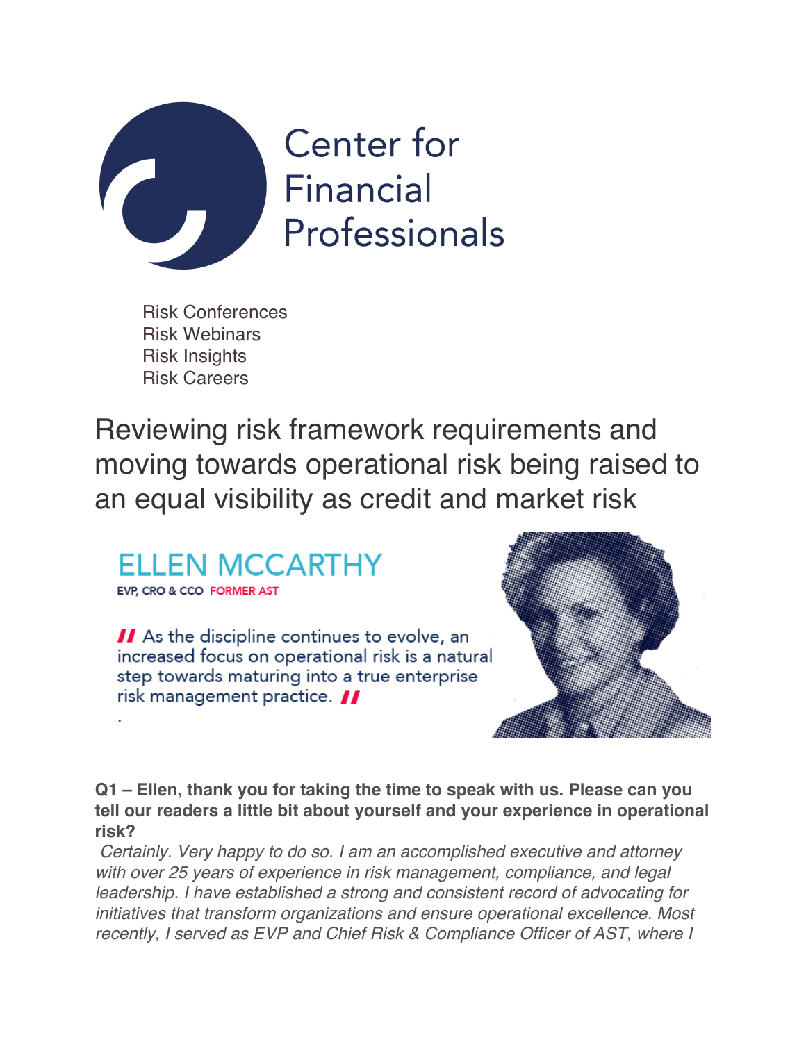Center for Financial Professionals

Risk Conferences
Risk Webinars
Risk Insights
Risk Careers

# Reviewing risk framework requirements and moving towards operational risk being raised to an equal visibility as credit and market risk

## ELLEN MCCARTHY

EVP, CRO & CCO FORMER AST

> As the discipline continues to evolve, an increased focus on operational risk is a natural step towards maturing into a true enterprise risk management practice.

**Q1 – Ellen, thank you for taking the time to speak with us. Please can you tell our readers a little bit about yourself and your experience in operational risk?**

*Certainly. Very happy to do so. I am an accomplished executive and attorney with over 25 years of experience in risk management, compliance, and legal leadership. I have established a strong and consistent record of advocating for initiatives that transform organizations and ensure operational excellence. Most recently, I served as EVP and Chief Risk & Compliance Officer of AST, where I*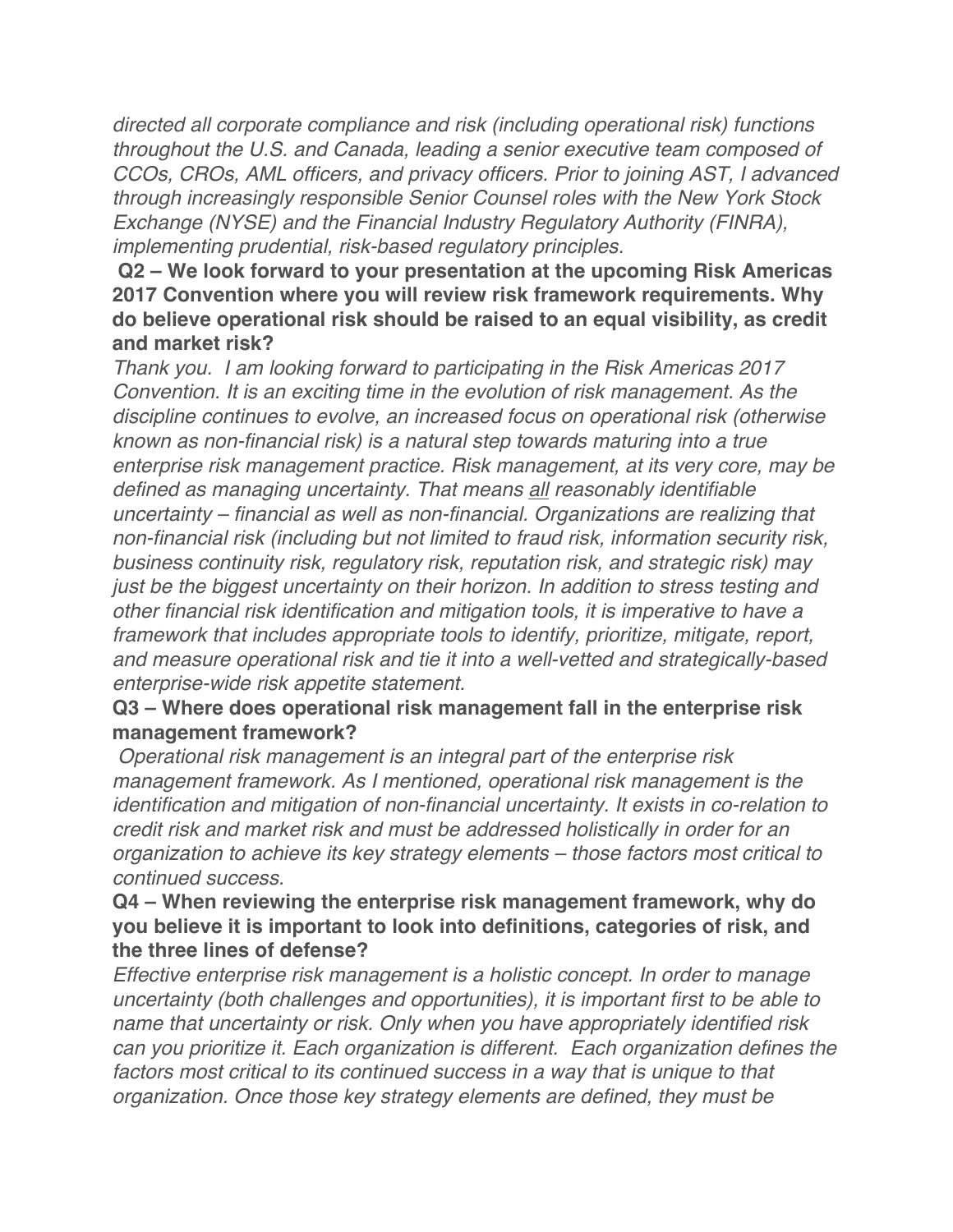*directed all corporate compliance and risk (including operational risk) functions throughout the U.S. and Canada, leading a senior executive team composed of CCOs, CROs, AML officers, and privacy officers. Prior to joining AST, I advanced through increasingly responsible Senior Counsel roles with the New York Stock Exchange (NYSE) and the Financial Industry Regulatory Authority (FINRA), implementing prudential, risk-based regulatory principles.*

**Q2 – We look forward to your presentation at the upcoming Risk Americas 2017 Convention where you will review risk framework requirements. Why do believe operational risk should be raised to an equal visibility, as credit and market risk?**

*Thank you. I am looking forward to participating in the Risk Americas 2017 Convention. It is an exciting time in the evolution of risk management. As the discipline continues to evolve, an increased focus on operational risk (otherwise known as non-financial risk) is a natural step towards maturing into a true enterprise risk management practice. Risk management, at its very core, may be defined as managing uncertainty. That means <u>all</u> reasonably identifiable uncertainty – financial as well as non-financial. Organizations are realizing that non-financial risk (including but not limited to fraud risk, information security risk, business continuity risk, regulatory risk, reputation risk, and strategic risk) may just be the biggest uncertainty on their horizon. In addition to stress testing and other financial risk identification and mitigation tools, it is imperative to have a framework that includes appropriate tools to identify, prioritize, mitigate, report, and measure operational risk and tie it into a well-vetted and strategically-based enterprise-wide risk appetite statement.*

**Q3 – Where does operational risk management fall in the enterprise risk management framework?**

*Operational risk management is an integral part of the enterprise risk management framework. As I mentioned, operational risk management is the identification and mitigation of non-financial uncertainty. It exists in co-relation to credit risk and market risk and must be addressed holistically in order for an organization to achieve its key strategy elements – those factors most critical to continued success.*

**Q4 – When reviewing the enterprise risk management framework, why do you believe it is important to look into definitions, categories of risk, and the three lines of defense?**

*Effective enterprise risk management is a holistic concept. In order to manage uncertainty (both challenges and opportunities), it is important first to be able to name that uncertainty or risk. Only when you have appropriately identified risk can you prioritize it. Each organization is different. Each organization defines the factors most critical to its continued success in a way that is unique to that organization. Once those key strategy elements are defined, they must be*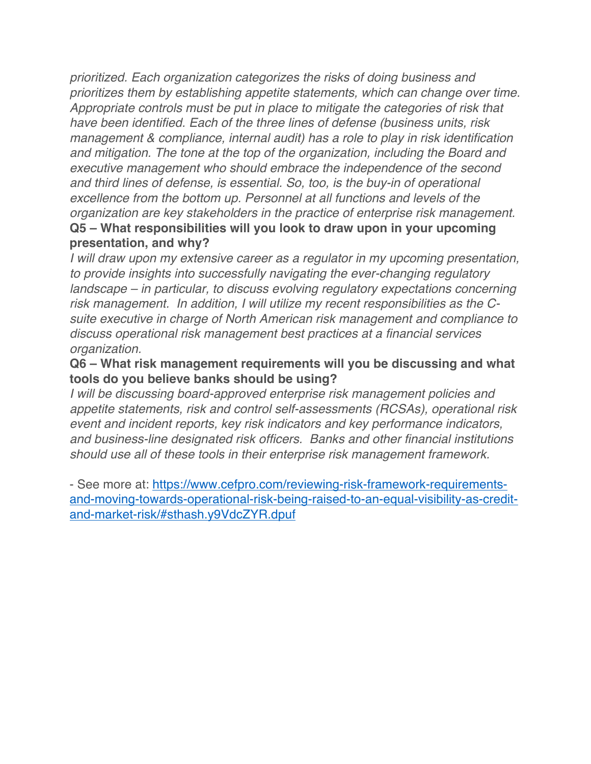*prioritized. Each organization categorizes the risks of doing business and prioritizes them by establishing appetite statements, which can change over time. Appropriate controls must be put in place to mitigate the categories of risk that have been identified. Each of the three lines of defense (business units, risk management & compliance, internal audit) has a role to play in risk identification and mitigation. The tone at the top of the organization, including the Board and executive management who should embrace the independence of the second and third lines of defense, is essential. So, too, is the buy-in of operational excellence from the bottom up. Personnel at all functions and levels of the organization are key stakeholders in the practice of enterprise risk management.*

**Q5 – What responsibilities will you look to draw upon in your upcoming presentation, and why?**

*I will draw upon my extensive career as a regulator in my upcoming presentation, to provide insights into successfully navigating the ever-changing regulatory landscape – in particular, to discuss evolving regulatory expectations concerning risk management. In addition, I will utilize my recent responsibilities as the C-suite executive in charge of North American risk management and compliance to discuss operational risk management best practices at a financial services organization.*

**Q6 – What risk management requirements will you be discussing and what tools do you believe banks should be using?**

*I will be discussing board-approved enterprise risk management policies and appetite statements, risk and control self-assessments (RCSAs), operational risk event and incident reports, key risk indicators and key performance indicators, and business-line designated risk officers. Banks and other financial institutions should use all of these tools in their enterprise risk management framework.*

- See more at: [https://www.cefpro.com/reviewing-risk-framework-requirements-and-moving-towards-operational-risk-being-raised-to-an-equal-visibility-as-credit-and-market-risk/#sthash.y9VdcZYR.dpuf](https://www.cefpro.com/reviewing-risk-framework-requirements-and-moving-towards-operational-risk-being-raised-to-an-equal-visibility-as-credit-and-market-risk/#sthash.y9VdcZYR.dpuf)